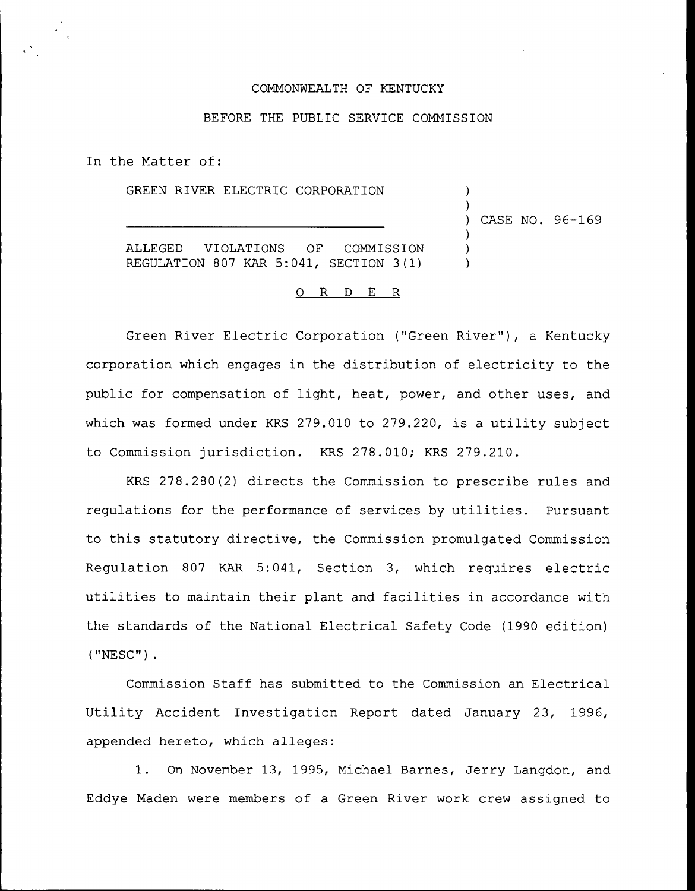COMMONWEALTH OF KENTUCKY

BEFORE THE PUBLIC SERVICE COMMISSION

In the Matter of:

GREEN RIVER ELECTRIC CORPORATION

ALLEGED VIOLATIONS OF COMMISSION REGULATION 807 KAR 5:041, SECTION 3(1)

) CASE NO. 96-169

O R D E R

Green River Electric Corporation ("Green River"), a Kentucky corporation which engages in the distribution of electricity to the public for compensation of light, heat, power, and other uses, and which was formed under KRS 279.010 to 279.220, is a utility subject to Commission jurisdiction. KRS 278.010; KRS 279.210.

KRS 278.280(2) directs the Commission to prescribe rules and regulations for the performance of services by utilities. Pursuant to this statutory directive, the Commission promulgated Commission Regulation 807 KAR 5:041, Section 3, which requires electric utilities to maintain their plant and facilities in accordance with the standards of the National Electrical Safety Code (1990 edition) ("NESC").

Commission Staff has submitted to the Commission an Electrical Utility Accident Investigation Report dated January 23, 1996, appended hereto, which alleges:

1. On November 13, 1995, Michael Barnes, Jerry Langdon, and Eddye Maden were members of a Green River work crew assigned to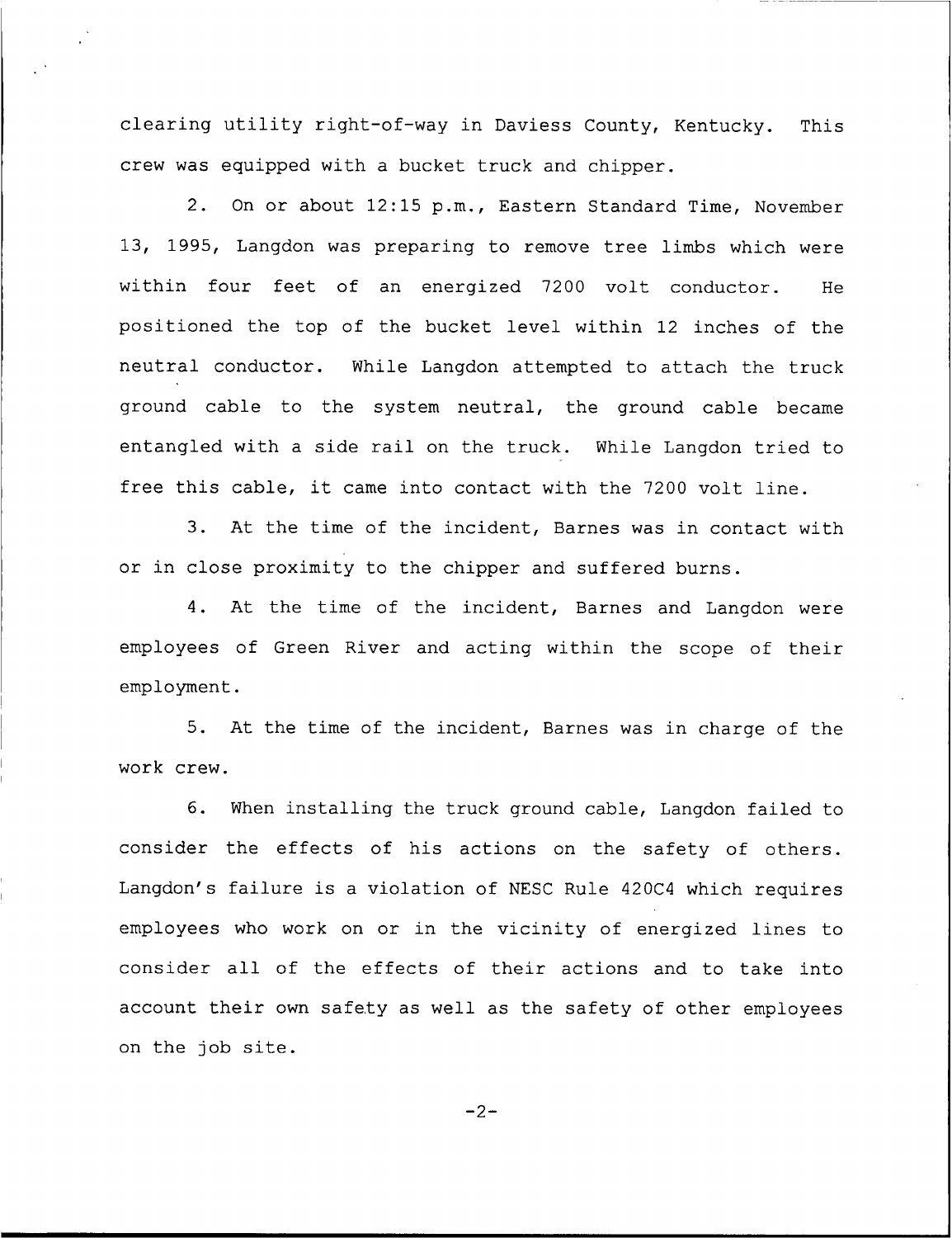clearing utility right-of-way in Daviess County, Kentucky. This crew was equipped with a bucket truck and chipper.

2. On or about 12:15 p.m., Eastern Standard Time, November 13, 1995, Langdon was preparing to remove tree limbs which were within four feet of an energized 7200 volt conductor. He positioned the top of the bucket level within 12 inches of the neutral conductor. While Langdon attempted to attach the truck ground cable to the system neutral, the ground cable became entangled with a side rail on the truck. While Langdon tried to free this cable, it came into contact with the 7200 volt line.

3. At the time of the incident, Barnes was in contact with or in close proximity to the chipper and suffered burns.

4. At the time of the incident, Barnes and Langdon were employees of Green River and acting within the scope of their employment.

5. At the time of the incident, Barnes was in charge of the work crew.

6. When installing the truck ground cable, Langdon failed to consider the effects of his actions on the safety of others. Langdon's failure is a violation of NESC Rule 420C4 which requires employees who work on or in the vicinity of energized lines to consider all of the effects of their actions and to take into account their own safety as well as the safety of other employees on the job site.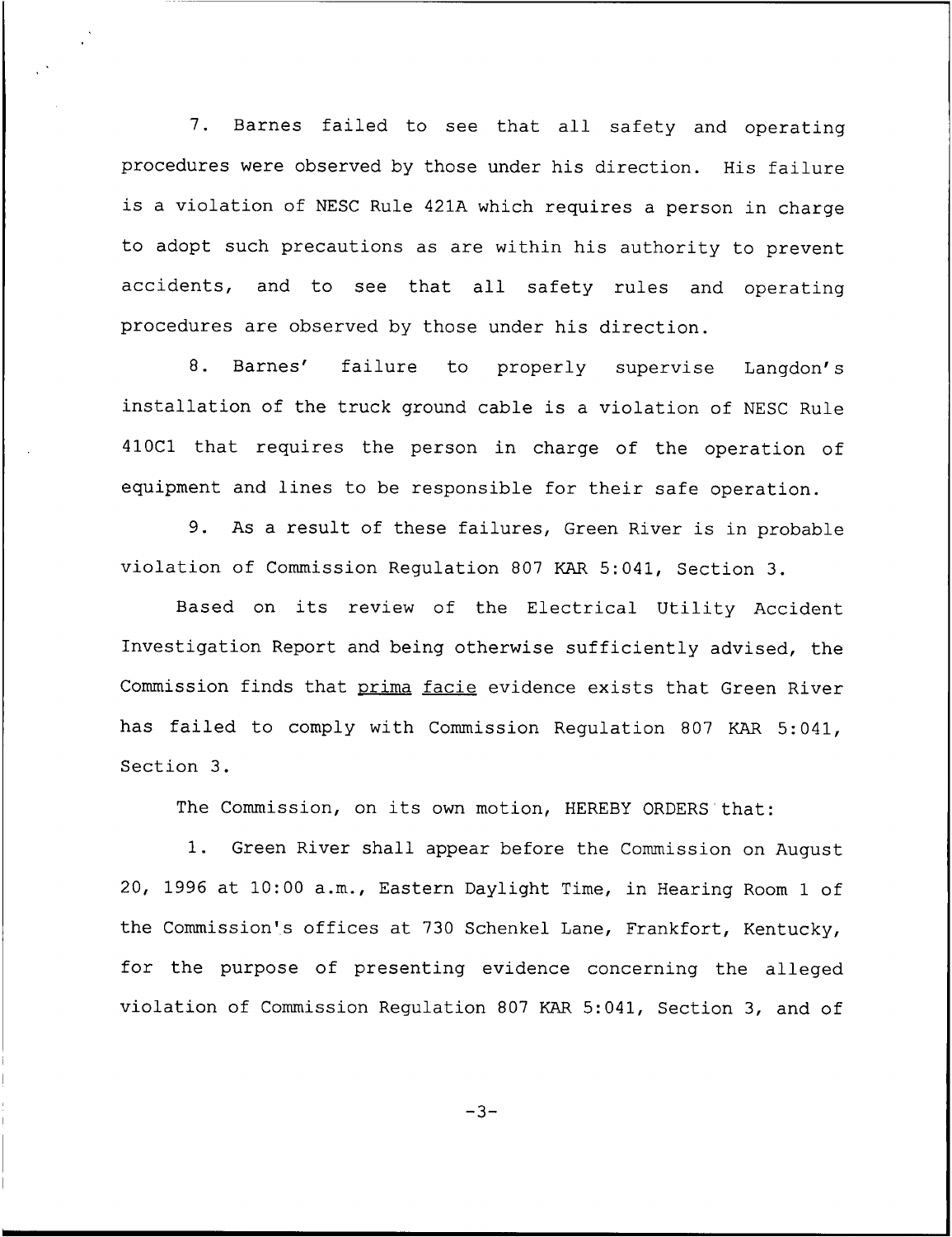7. Barnes failed to see that all safety and operating procedures were observed by those under his direction. His failure is a violation of NESC Rule 421A which requires a person in charge to adopt such precautions as are within his authority to prevent accidents, and to see that all safety rules and operating procedures are observed by those under his direction.

8. Barnes' failure to properly supervise Langdon's installation of the truck ground cable is a violation of NESC Rule 410C1 that requires the person in charge of the operation of equipment and lines to be responsible for their safe operation.

9. As a result of these failures, Green River is in probable violation of Commission Regulation 807 KAR 5:041, Section 3.

Based on its review of the Electrical Utility Accident Investigation Report and being otherwise sufficiently advised, the Commission finds that prima facie evidence exists that Green River has failed to comply with Commission Regulation 807 KAR 5:041, Section 3.

The Commission, on its own motion, HEREBY ORDERS that:

1. Green River shall appear before the Commission on August 20, 1996 at 10:00 a.m., Eastern Daylight Time, in Hearing Room 1 of the Commission's offices at 730 Schenkel Lane, Frankfort, Kentucky, for the purpose of presenting evidence concerning the alleged violation of Commission Regulation 807 KAR 5:041, Section 3, and of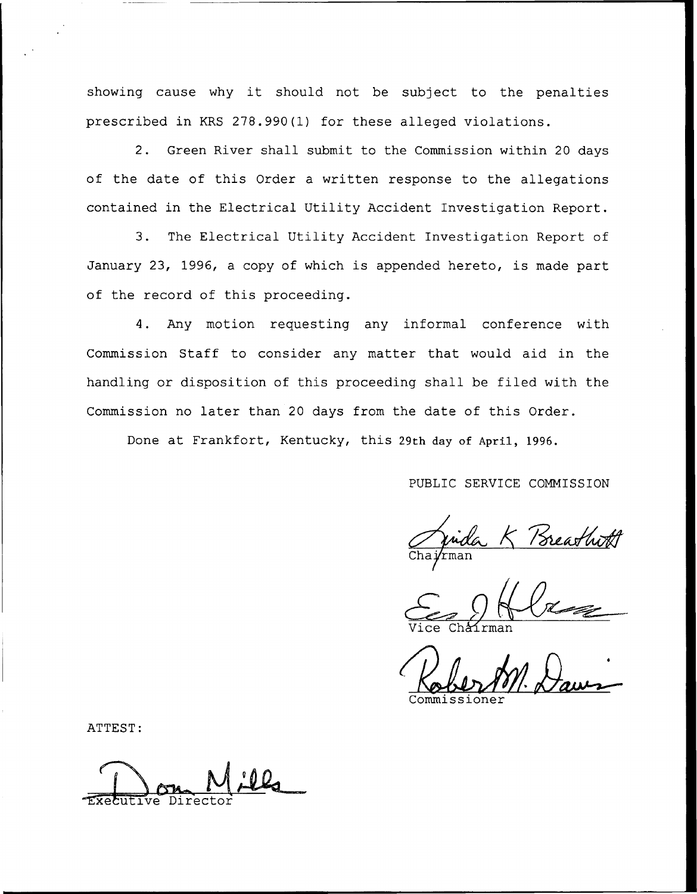showing cause why it should not be subject to the penalties prescribed in KRS 278.990(1) for these alleged violations.

2. Green River shall submit to the Commission within 20 days of the date of this Order a written response to the allegations contained in the Electrical Utility Accident Investigation Report.

3. The Electrical Utility Accident Investigation Report of January 23, 1996, a copy of which is appended hereto, is made part of the record of this proceeding.

4. Any motion requesting any informal conference with Commission Staff to consider any matter that would aid in the handling or disposition of this proceeding shall be filed with the Commission no later than 20 days from the date of this Order.

Done at Frankfort, Kentucky, this 29th day of April, 1996.

PUBLIC SERVICE COMMISSION

Linda K. Breathitt
Chairman

Vice Chairman

Robert M. Davis
Commissioner

ATTEST:

Don Mills
Executive Director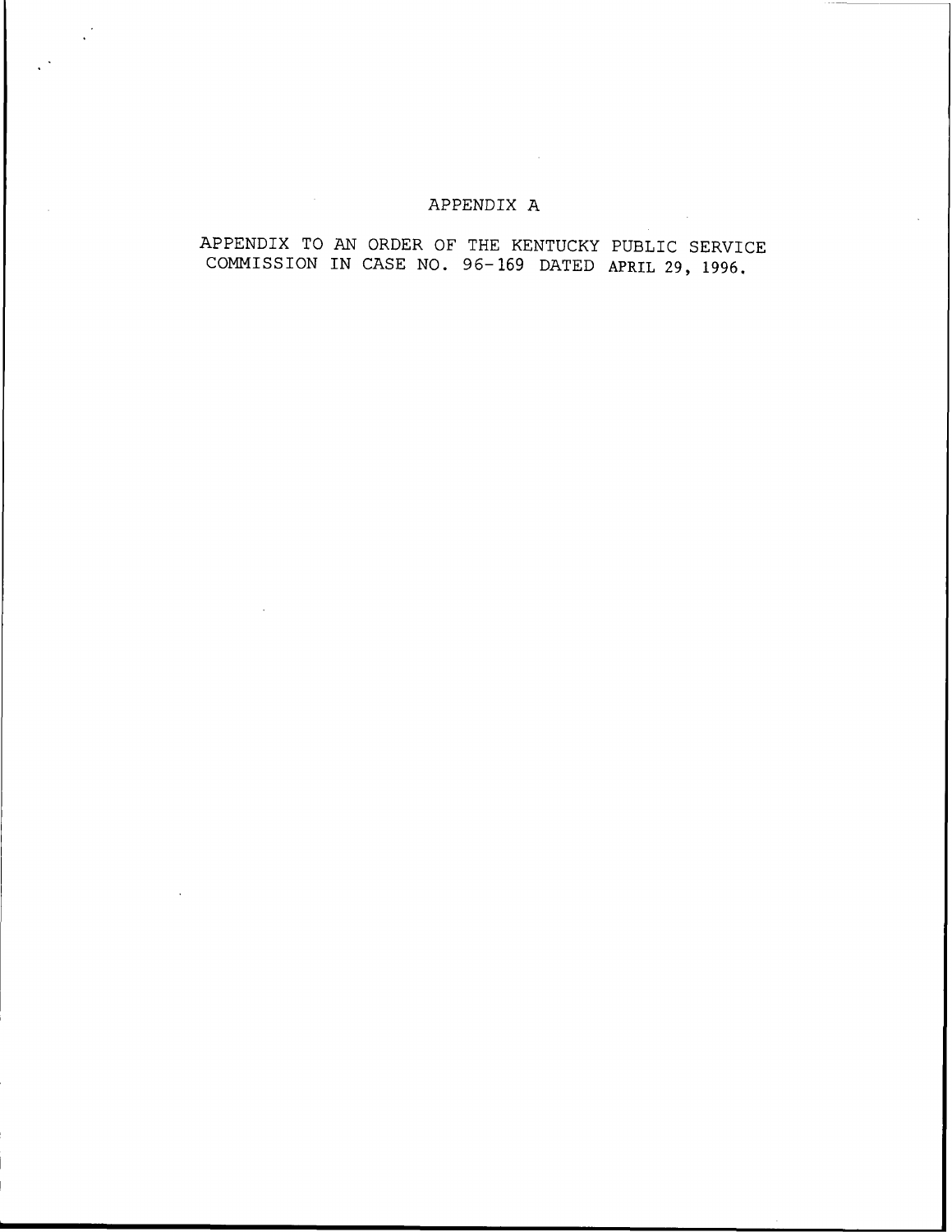# APPENDIX A

APPENDIX TO AN ORDER OF THE KENTUCKY PUBLIC SERVICE COMMISSION IN CASE NO. 96-169 DATED APRIL 29, 1996.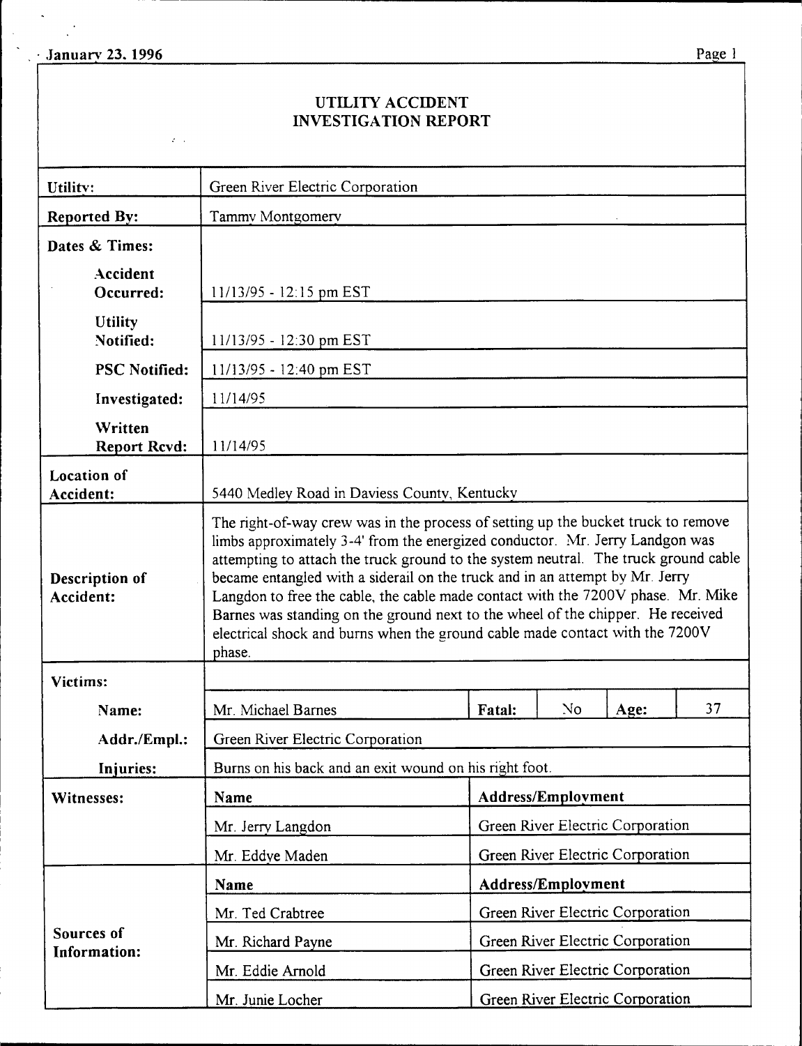January 23, 1996

# UTILITY ACCIDENT INVESTIGATION REPORT

| | | | | | |
|---|---|---|---|---|---|
| **Utility:** | Green River Electric Corporation | | | | |
| **Reported By:** | Tammy Montgomery | | | | |
| **Dates & Times:** | | | | | |
| **Accident Occurred:** | 11/13/95 - 12:15 pm EST | | | | |
| **Utility Notified:** | 11/13/95 - 12:30 pm EST | | | | |
| **PSC Notified:** | 11/13/95 - 12:40 pm EST | | | | |
| **Investigated:** | 11/14/95 | | | | |
| **Written Report Rcvd:** | 11/14/95 | | | | |
| **Location of Accident:** | 5440 Medley Road in Daviess County, Kentucky | | | | |
| **Description of Accident:** | The right-of-way crew was in the process of setting up the bucket truck to remove limbs approximately 3-4' from the energized conductor. Mr. Jerry Landgon was attempting to attach the truck ground to the system neutral. The truck ground cable became entangled with a siderail on the truck and in an attempt by Mr. Jerry Langdon to free the cable, the cable made contact with the 7200V phase. Mr. Mike Barnes was standing on the ground next to the wheel of the chipper. He received electrical shock and burns when the ground cable made contact with the 7200V phase. | | | | |
| **Victims:** | | | | | |
| **Name:** | Mr. Michael Barnes | **Fatal:** | No | **Age:** | 37 |
| **Addr./Empl.:** | Green River Electric Corporation | | | | |
| **Injuries:** | Burns on his back and an exit wound on his right foot. | | | | |
| **Witnesses:** | **Name** | **Address/Employment** | | | |
| | Mr. Jerry Langdon | Green River Electric Corporation | | | |
| | Mr. Eddye Maden | Green River Electric Corporation | | | |
| **Sources of Information:** | **Name** | **Address/Employment** | | | |
| | Mr. Ted Crabtree | Green River Electric Corporation | | | |
| | Mr. Richard Payne | Green River Electric Corporation | | | |
| | Mr. Eddie Arnold | Green River Electric Corporation | | | |
| | Mr. Junie Locher | Green River Electric Corporation | | | |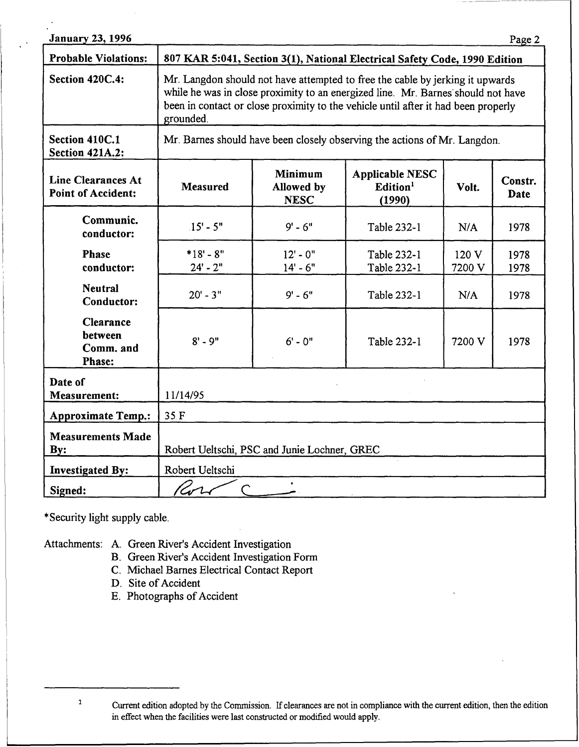January 23, 1996

| Probable Violations: | 807 KAR 5:041, Section 3(1), National Electrical Safety Code, 1990 Edition | | | | |
|---|---|---|---|---|---|
| Section 420C.4: | Mr. Langdon should not have attempted to free the cable by jerking it upwards while he was in close proximity to an energized line. Mr. Barnes should not have been in contact or close proximity to the vehicle until after it had been properly grounded. | | | | |
| Section 410C.1 Section 421A.2: | Mr. Barnes should have been closely observing the actions of Mr. Langdon. | | | | |
| Line Clearances At Point of Accident: | Measured | Minimum Allowed by NESC | Applicable NESC Edition[1] (1990) | Volt. | Constr. Date |
| Communic. conductor: | 15' - 5" | 9' - 6" | Table 232-1 | N/A | 1978 |
| Phase conductor: | *18' - 8"<br>24' - 2" | 12' - 0"<br>14' - 6" | Table 232-1<br>Table 232-1 | 120 V<br>7200 V | 1978<br>1978 |
| Neutral Conductor: | 20' - 3" | 9' - 6" | Table 232-1 | N/A | 1978 |
| Clearance between Comm. and Phase: | 8' - 9" | 6' - 0" | Table 232-1 | 7200 V | 1978 |
| Date of Measurement: | 11/14/95 | | | | |
| Approximate Temp.: | 35 F | | | | |
| Measurements Made By: | Robert Ueltschi, PSC and Junie Lochner, GREC | | | | |
| Investigated By: | Robert Ueltschi | | | | |
| Signed: | [signature] | | | | |

*Security light supply cable.

Attachments:
- A. Green River's Accident Investigation
- B. Green River's Accident Investigation Form
- C. Michael Barnes Electrical Contact Report
- D. Site of Accident
- E. Photographs of Accident

[1] Current edition adopted by the Commission. If clearances are not in compliance with the current edition, then the edition in effect when the facilities were last constructed or modified would apply.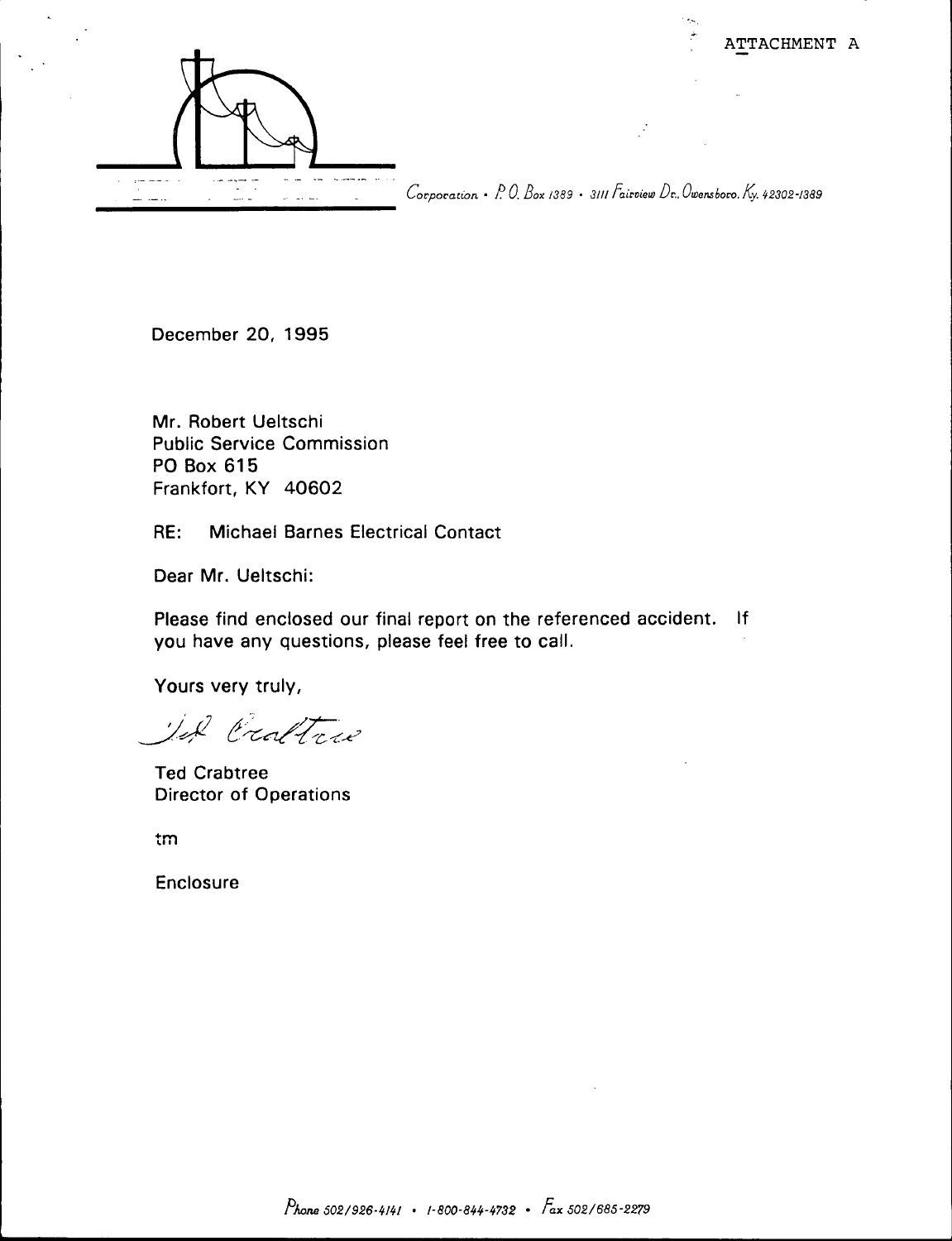ATTACHMENT A

*Corporation • P.O. Box 1389 • 3111 Fairview Dr., Owensboro, Ky. 42302-1389*

December 20, 1995

Mr. Robert Ueltschi
Public Service Commission
PO Box 615
Frankfort, KY 40602

RE: Michael Barnes Electrical Contact

Dear Mr. Ueltschi:

Please find enclosed our final report on the referenced accident. If you have any questions, please feel free to call.

Yours very truly,

*Ted Crabtree*

Ted Crabtree
Director of Operations

tm

Enclosure

*Phone 502/926-4141 • 1-800-844-4732 • Fax 502/685-2279*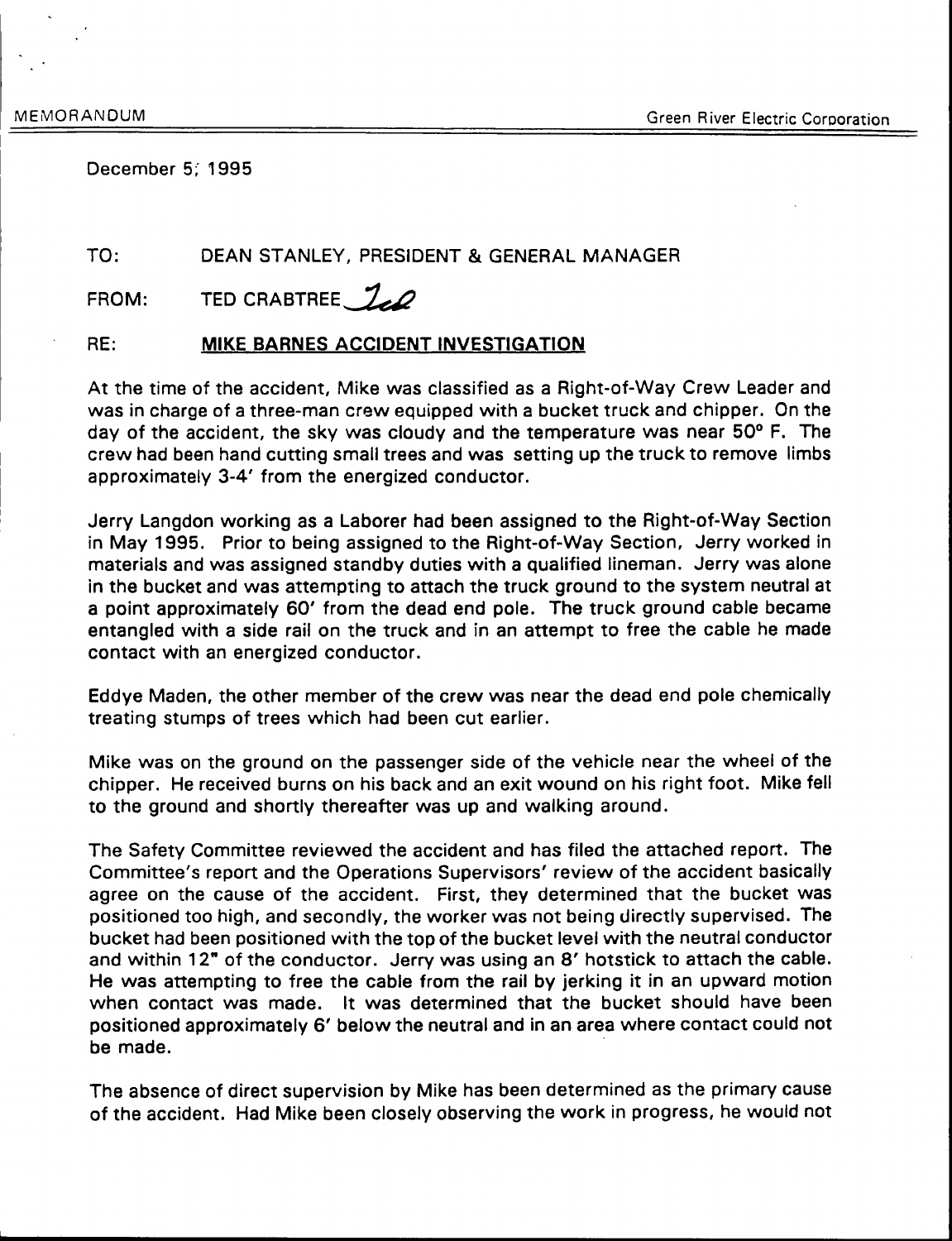MEMORANDUM Green River Electric Corporation

December 5, 1995

TO: DEAN STANLEY, PRESIDENT & GENERAL MANAGER

FROM: TED CRABTREE

RE: **MIKE BARNES ACCIDENT INVESTIGATION**

At the time of the accident, Mike was classified as a Right-of-Way Crew Leader and was in charge of a three-man crew equipped with a bucket truck and chipper. On the day of the accident, the sky was cloudy and the temperature was near 50° F. The crew had been hand cutting small trees and was setting up the truck to remove limbs approximately 3-4' from the energized conductor.

Jerry Langdon working as a Laborer had been assigned to the Right-of-Way Section in May 1995. Prior to being assigned to the Right-of-Way Section, Jerry worked in materials and was assigned standby duties with a qualified lineman. Jerry was alone in the bucket and was attempting to attach the truck ground to the system neutral at a point approximately 60' from the dead end pole. The truck ground cable became entangled with a side rail on the truck and in an attempt to free the cable he made contact with an energized conductor.

Eddye Maden, the other member of the crew was near the dead end pole chemically treating stumps of trees which had been cut earlier.

Mike was on the ground on the passenger side of the vehicle near the wheel of the chipper. He received burns on his back and an exit wound on his right foot. Mike fell to the ground and shortly thereafter was up and walking around.

The Safety Committee reviewed the accident and has filed the attached report. The Committee's report and the Operations Supervisors' review of the accident basically agree on the cause of the accident. First, they determined that the bucket was positioned too high, and secondly, the worker was not being directly supervised. The bucket had been positioned with the top of the bucket level with the neutral conductor and within 12" of the conductor. Jerry was using an 8' hotstick to attach the cable. He was attempting to free the cable from the rail by jerking it in an upward motion when contact was made. It was determined that the bucket should have been positioned approximately 6' below the neutral and in an area where contact could not be made.

The absence of direct supervision by Mike has been determined as the primary cause of the accident. Had Mike been closely observing the work in progress, he would not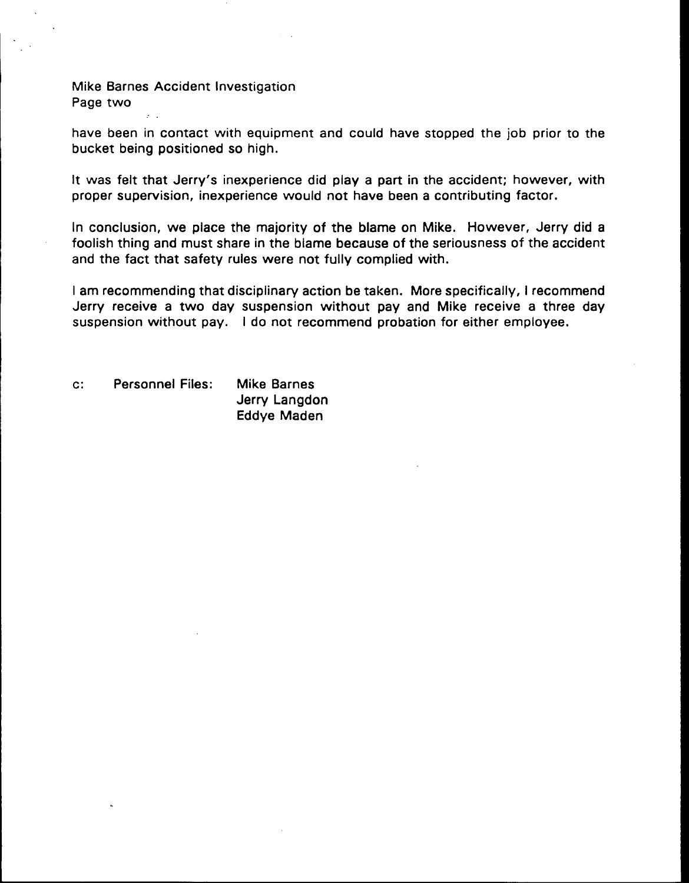have been in contact with equipment and could have stopped the job prior to the bucket being positioned so high.

It was felt that Jerry's inexperience did play a part in the accident; however, with proper supervision, inexperience would not have been a contributing factor.

In conclusion, we place the majority of the blame on Mike. However, Jerry did a foolish thing and must share in the blame because of the seriousness of the accident and the fact that safety rules were not fully complied with.

I am recommending that disciplinary action be taken. More specifically, I recommend Jerry receive a two day suspension without pay and Mike receive a three day suspension without pay. I do not recommend probation for either employee.

c: Personnel Files: Mike Barnes
Jerry Langdon
Eddye Maden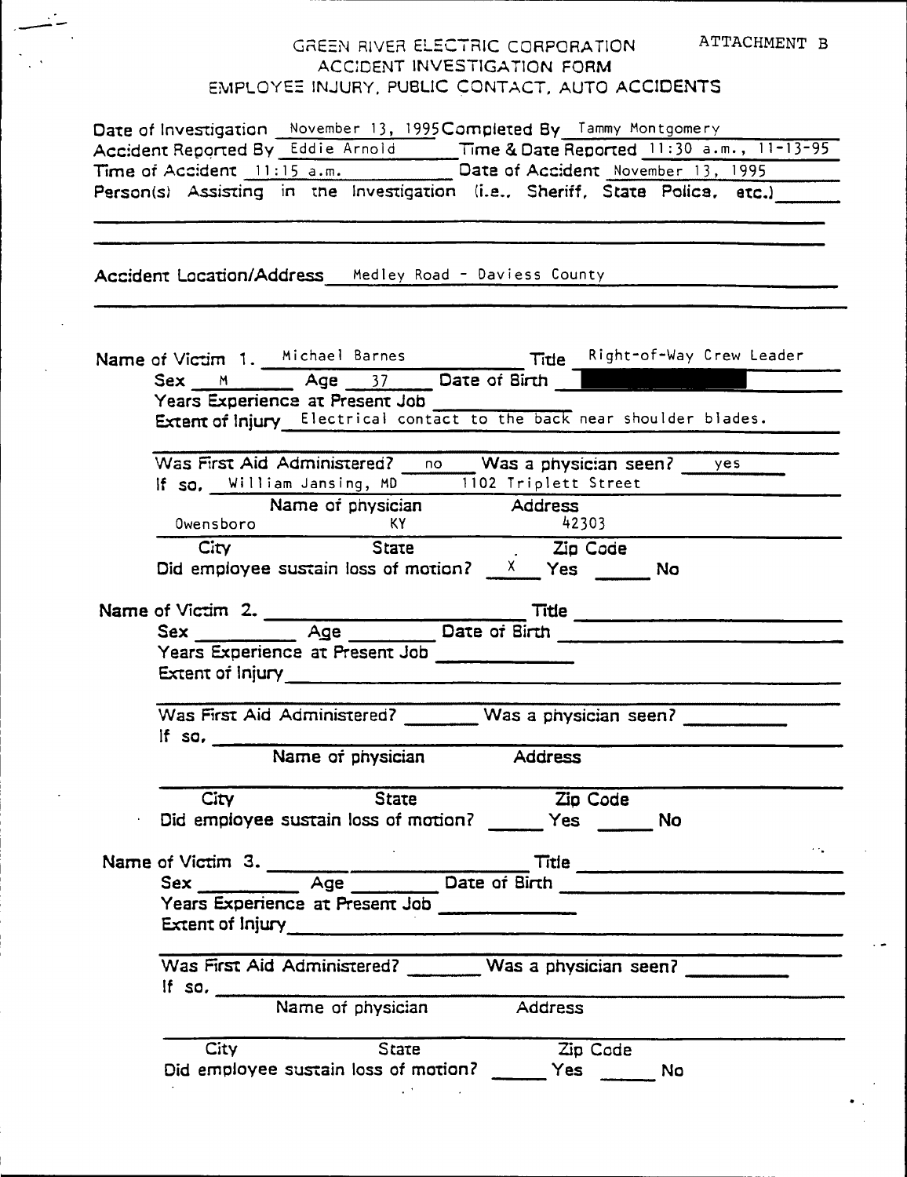ATTACHMENT B

# GREEN RIVER ELECTRIC CORPORATION
## ACCIDENT INVESTIGATION FORM
## EMPLOYEE INJURY, PUBLIC CONTACT, AUTO ACCIDENTS

Date of Investigation: November 13, 1995 Completed By: Tammy Montgomery

Accident Reported By: Eddie Arnold Time & Date Reported: 11:30 a.m., 11-13-95

Time of Accident: 11:15 a.m. Date of Accident: November 13, 1995

Person(s) Assisting in the Investigation (i.e., Sheriff, State Police, etc.) ______

Accident Location/Address: Medley Road - Daviess County

Name of Victim 1. Michael Barnes Title: Right-of-Way Crew Leader

Sex: M Age: 37 Date of Birth: ██████████

Years Experience at Present Job ______

Extent of Injury: Electrical contact to the back near shoulder blades.

Was First Aid Administered? no Was a physician seen? yes

If so, William Jansing, MD 1102 Triplett Street
(Name of physician) (Address)

Owensboro KY 42303
(City) (State) (Zip Code)

Did employee sustain loss of motion? X Yes ___ No

Name of Victim 2. ______ Title ______

Sex ______ Age ______ Date of Birth ______

Years Experience at Present Job ______

Extent of Injury ______

Was First Aid Administered? ______ Was a physician seen? ______

If so, ______
(Name of physician) (Address)

______
(City) (State) (Zip Code)

Did employee sustain loss of motion? ___ Yes ___ No

Name of Victim 3. ______ Title ______

Sex ______ Age ______ Date of Birth ______

Years Experience at Present Job ______

Extent of Injury ______

Was First Aid Administered? ______ Was a physician seen? ______

If so, ______
(Name of physician) (Address)

______
(City) (State) (Zip Code)

Did employee sustain loss of motion? ___ Yes ___ No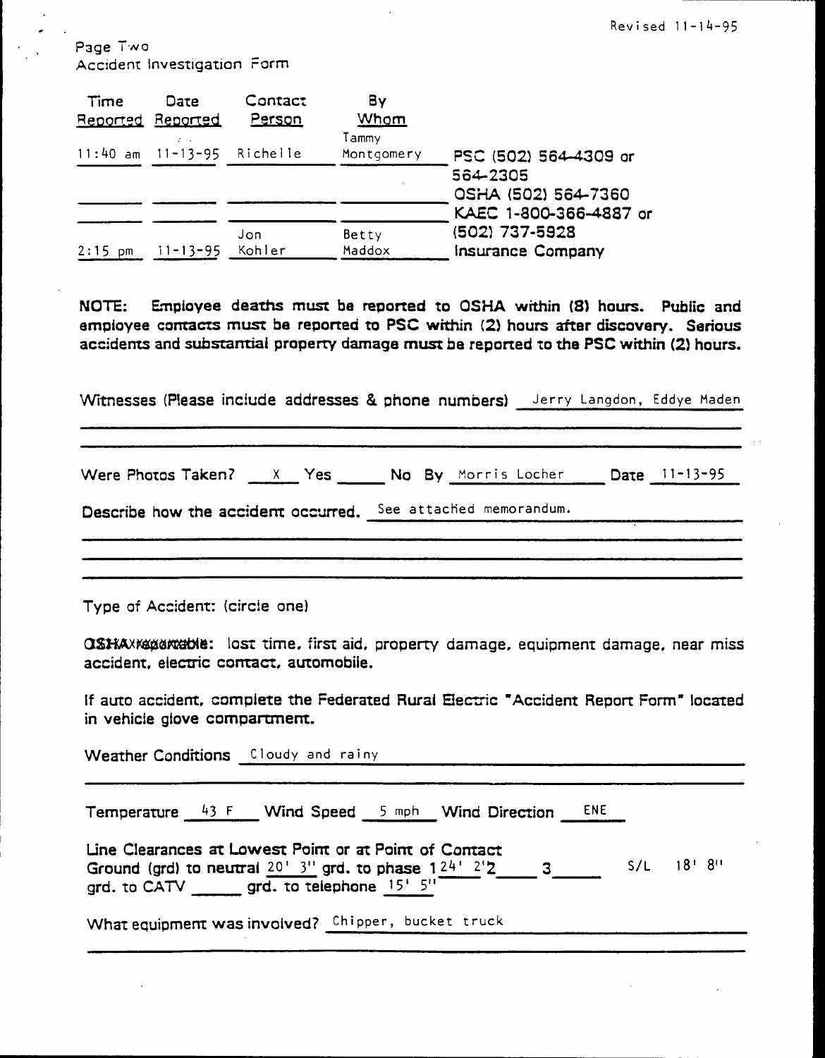Revised 11-14-95

Page Two
Accident Investigation Form

| Time Reported | Date Reported | Contact Person | By Whom | |
|---|---|---|---|---|
| 11:40 am | 11-13-95 | Richelle | Tammy Montgomery | PSC (502) 564-4309 or 564-2305 |
| | | | | OSHA (502) 564-7360 |
| | | | | KAEC 1-800-366-4887 or (502) 737-5928 |
| 2:15 pm | 11-13-95 | Jon Kohler | Betty Maddox | Insurance Company |

**NOTE: Employee deaths must be reported to OSHA within (8) hours. Public and employee contacts must be reported to PSC within (2) hours after discovery. Serious accidents and substantial property damage must be reported to the PSC within (2) hours.**

Witnesses (Please include addresses & phone numbers) Jerry Langdon, Eddye Maden

Were Photos Taken? X Yes ____ No By Morris Locher Date 11-13-95

Describe how the accident occurred. See attached memorandum.

Type of Accident: (circle one)

OSHA reportable: lost time, first aid, property damage, equipment damage, near miss accident, electric contact, automobile.

If auto accident, complete the Federated Rural Electric "Accident Report Form" located in vehicle glove compartment.

Weather Conditions Cloudy and rainy

Temperature 43 F Wind Speed 5 mph Wind Direction ENE

Line Clearances at Lowest Point or at Point of Contact
Ground (grd) to neutral 20' 3" grd. to phase 1 24' 2" 2 ____ 3 ____ S/L 18' 8"
grd. to CATV ____ grd. to telephone 15' 5"

What equipment was involved? Chipper, bucket truck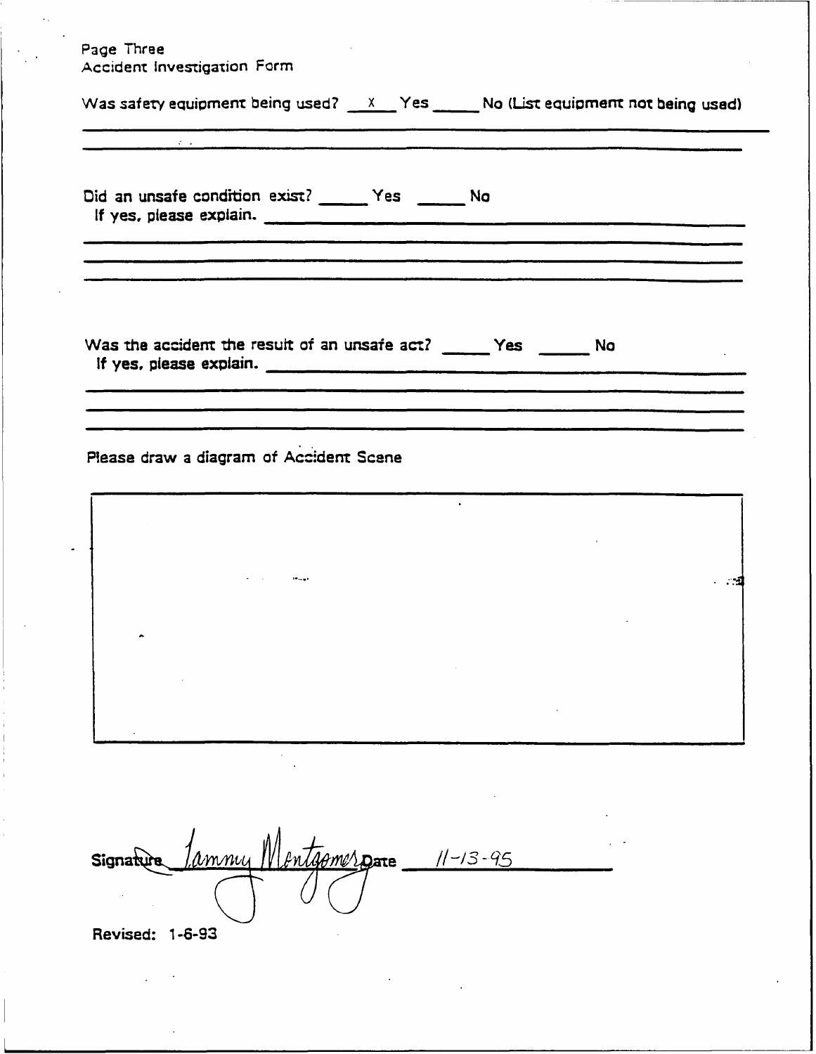Page Three
Accident Investigation Form

Was safety equipment being used? \_\_X\_\_ Yes \_\_\_\_\_ No (List equipment not being used)

\_\_\_\_\_\_\_\_\_\_\_\_\_\_\_\_\_\_\_\_\_\_\_\_\_\_\_\_\_\_\_\_\_\_\_\_\_\_\_\_\_\_\_\_\_\_\_\_\_\_\_\_\_\_\_\_\_\_\_\_\_\_\_\_

Did an unsafe condition exist? \_\_\_\_\_ Yes \_\_\_\_\_ No
If yes, please explain. \_\_\_\_\_\_\_\_\_\_\_\_\_\_\_\_\_\_\_\_\_\_\_\_\_\_\_\_\_\_\_\_\_\_\_\_\_\_\_\_\_\_\_\_

Was the accident the result of an unsafe act? \_\_\_\_\_ Yes \_\_\_\_\_ No
If yes, please explain. \_\_\_\_\_\_\_\_\_\_\_\_\_\_\_\_\_\_\_\_\_\_\_\_\_\_\_\_\_\_\_\_\_\_\_\_\_\_\_\_\_\_\_\_

Please draw a diagram of Accident Scene

Signature *Tammy Montgomery* Date 11-13-95

Revised: 1-6-93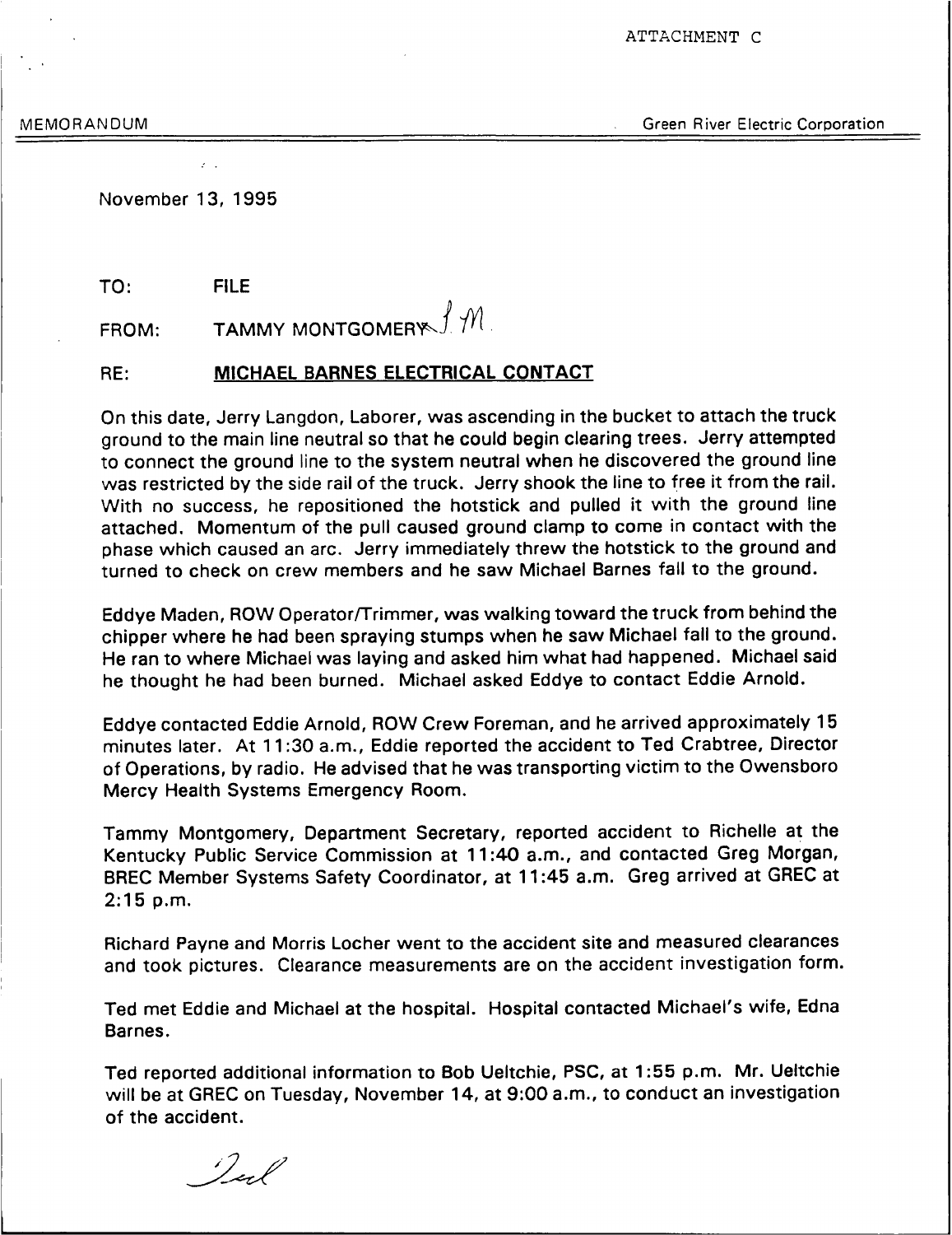ATTACHMENT C

MEMORANDUM — Green River Electric Corporation

November 13, 1995

TO: FILE

FROM: TAMMY MONTGOMERY

RE: **MICHAEL BARNES ELECTRICAL CONTACT**

On this date, Jerry Langdon, Laborer, was ascending in the bucket to attach the truck ground to the main line neutral so that he could begin clearing trees. Jerry attempted to connect the ground line to the system neutral when he discovered the ground line was restricted by the side rail of the truck. Jerry shook the line to free it from the rail. With no success, he repositioned the hotstick and pulled it with the ground line attached. Momentum of the pull caused ground clamp to come in contact with the phase which caused an arc. Jerry immediately threw the hotstick to the ground and turned to check on crew members and he saw Michael Barnes fall to the ground.

Eddye Maden, ROW Operator/Trimmer, was walking toward the truck from behind the chipper where he had been spraying stumps when he saw Michael fall to the ground. He ran to where Michael was laying and asked him what had happened. Michael said he thought he had been burned. Michael asked Eddye to contact Eddie Arnold.

Eddye contacted Eddie Arnold, ROW Crew Foreman, and he arrived approximately 15 minutes later. At 11:30 a.m., Eddie reported the accident to Ted Crabtree, Director of Operations, by radio. He advised that he was transporting victim to the Owensboro Mercy Health Systems Emergency Room.

Tammy Montgomery, Department Secretary, reported accident to Richelle at the Kentucky Public Service Commission at 11:40 a.m., and contacted Greg Morgan, BREC Member Systems Safety Coordinator, at 11:45 a.m. Greg arrived at GREC at 2:15 p.m.

Richard Payne and Morris Locher went to the accident site and measured clearances and took pictures. Clearance measurements are on the accident investigation form.

Ted met Eddie and Michael at the hospital. Hospital contacted Michael's wife, Edna Barnes.

Ted reported additional information to Bob Ueltchie, PSC, at 1:55 p.m. Mr. Ueltchie will be at GREC on Tuesday, November 14, at 9:00 a.m., to conduct an investigation of the accident.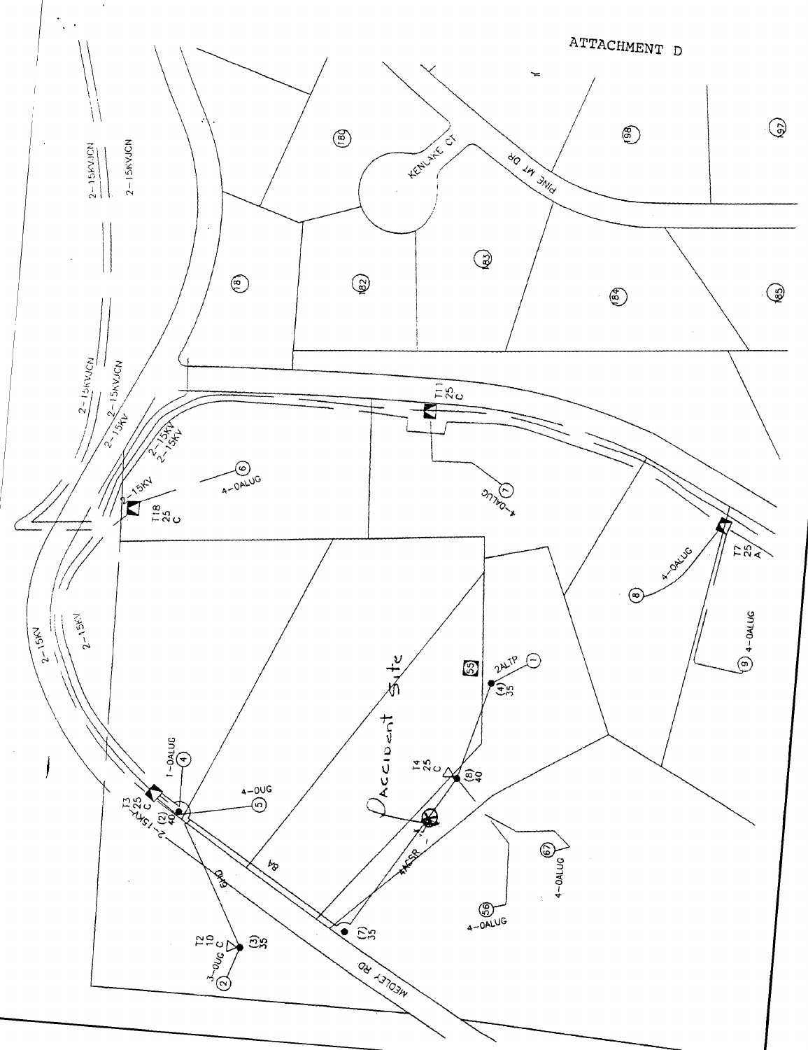ATTACHMENT D

KENLAKE CT

PINE MT DR

MEDLEY RD

Accident Site

2-15KVJCN

2-15KV

T18 25 C

T11 25 C

T7 25 A

T3 25 C (2) 40

T4 25 C (8) 40

T2 10 C (3) 35

(4) 35 2ALTP

(7) 35

4-0ALUG

1-0ALUG

4-0UG

3-0UG

4ACSR

6AD

8A

55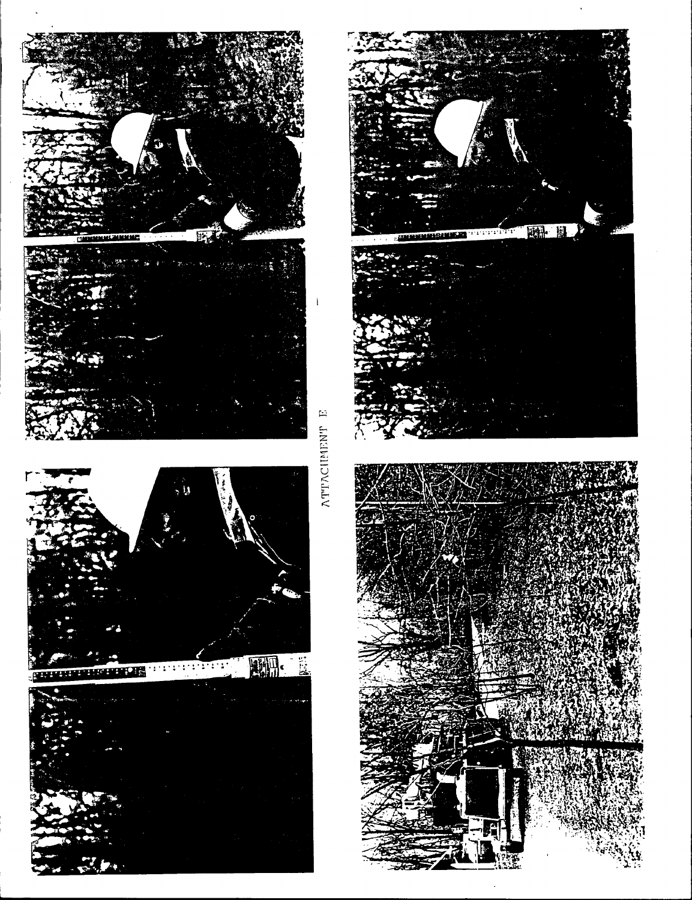ATTACHMENT E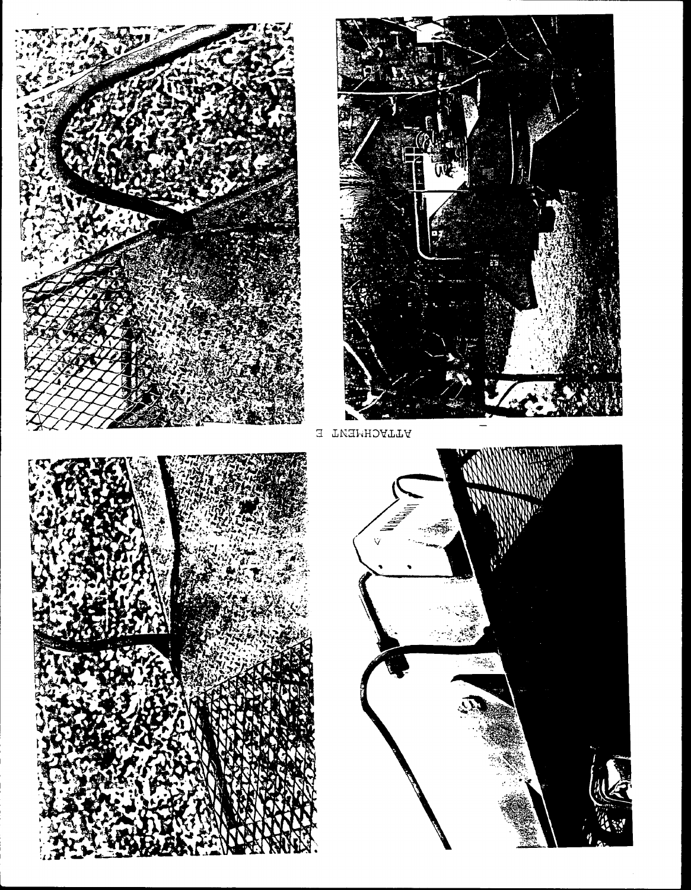ATTACHMENT E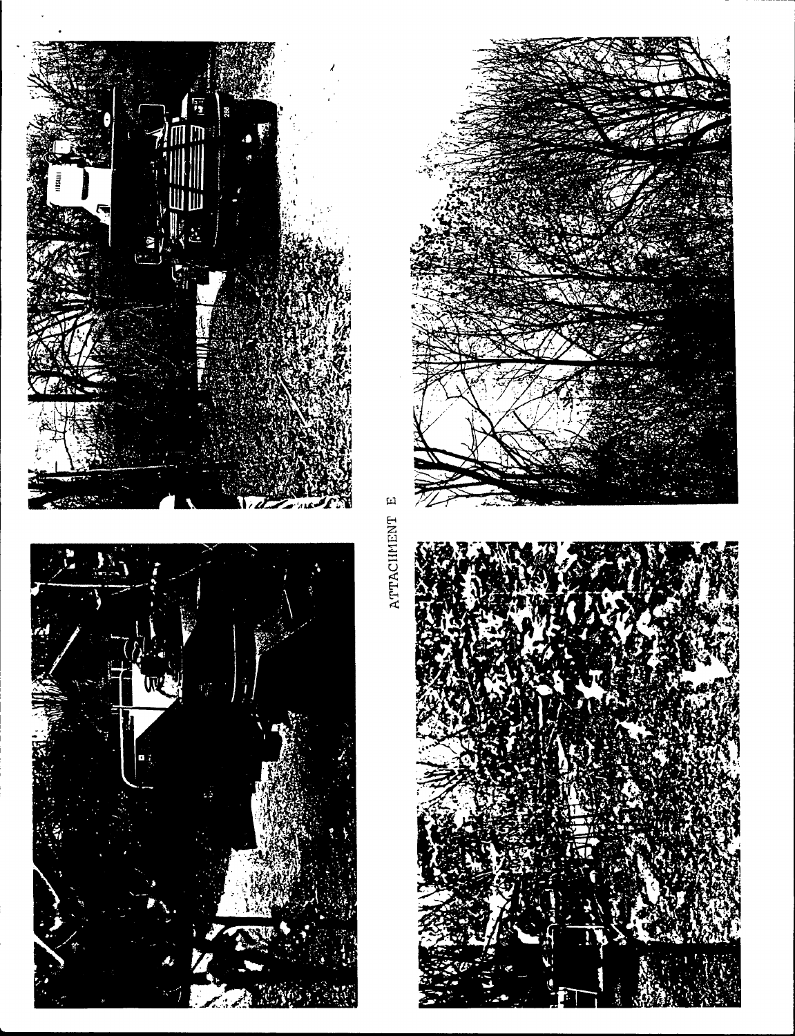ATTACHMENT E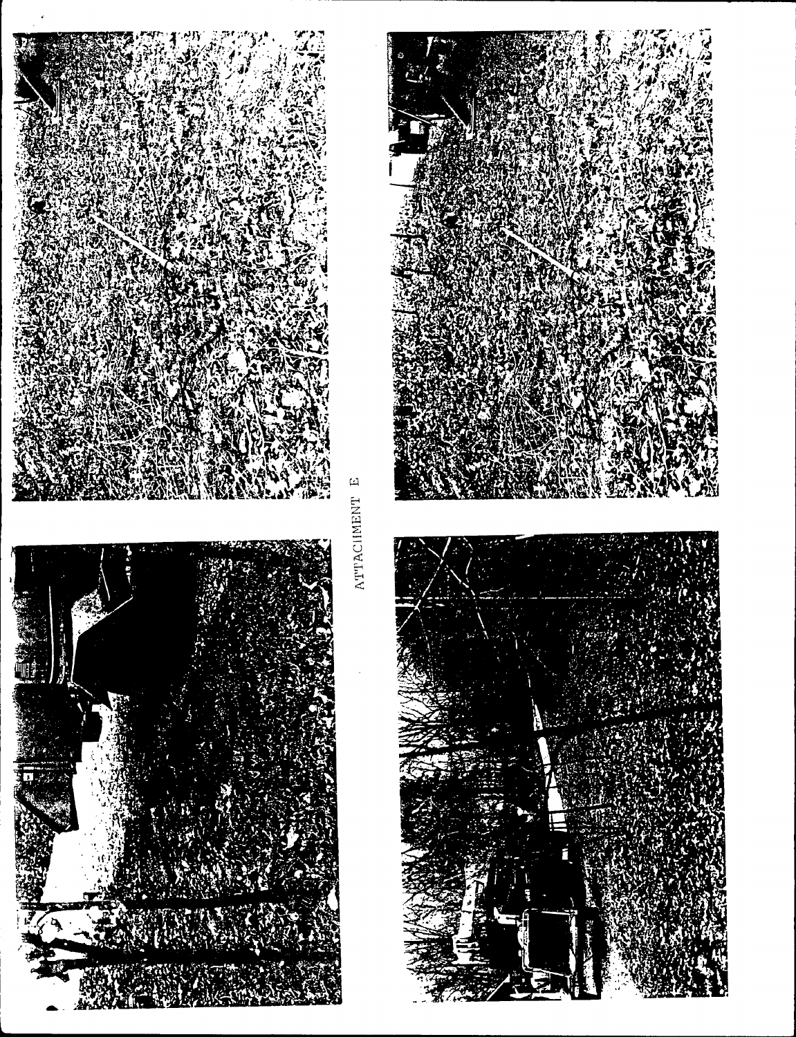ATTACHMENT E